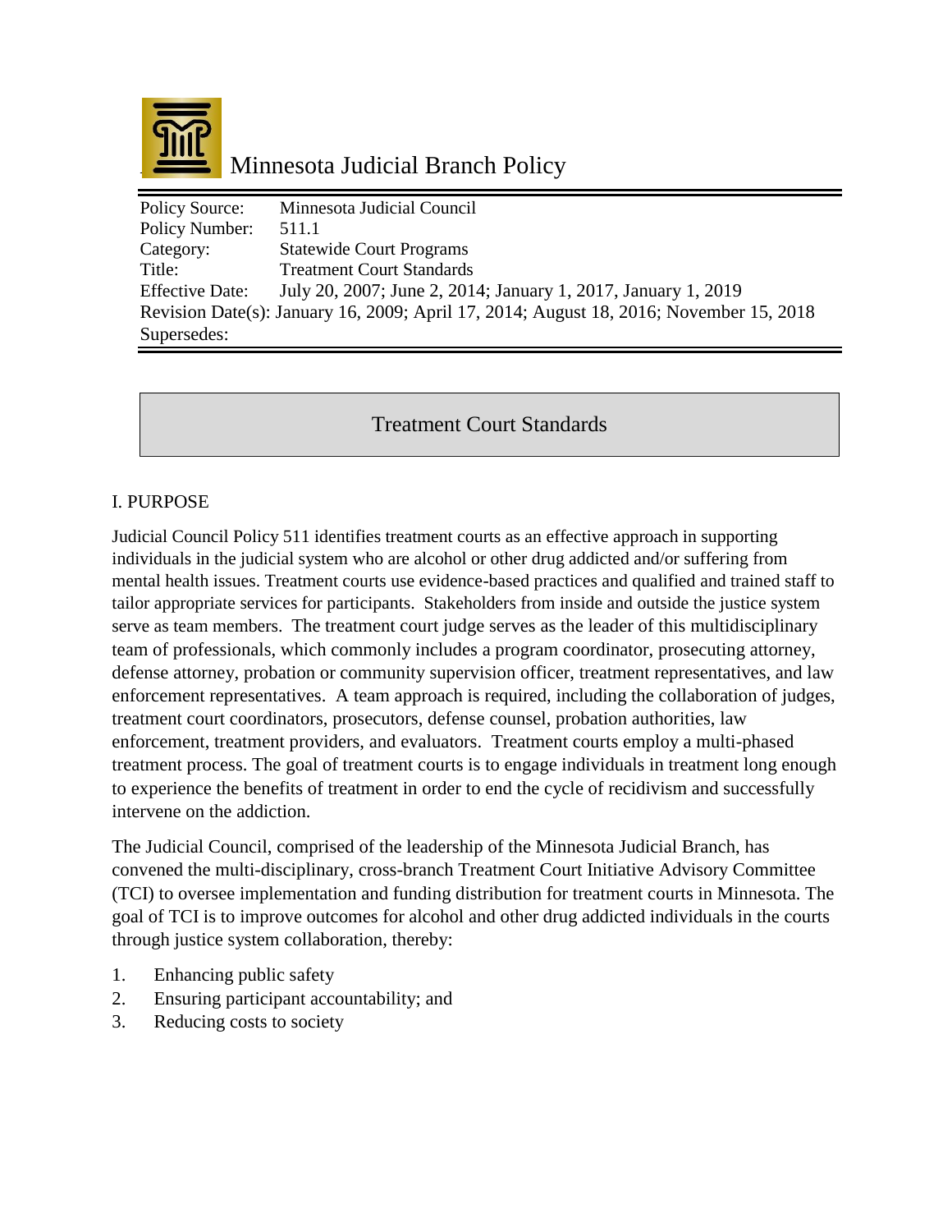# Minnesota Judicial Branch Policy

| Policy Source: | Minnesota Judicial Council |
| --- | --- |
| Policy Number: | 511.1 |
| Category: | Statewide Court Programs |
| Title: | Treatment Court Standards |
| Effective Date: | July 20, 2007; June 2, 2014; January 1, 2017, January 1, 2019 |
| Revision Date(s): | January 16, 2009; April 17, 2014; August 18, 2016; November 15, 2018 |
| Supersedes: | |

## Treatment Court Standards

### I. PURPOSE

Judicial Council Policy 511 identifies treatment courts as an effective approach in supporting individuals in the judicial system who are alcohol or other drug addicted and/or suffering from mental health issues. Treatment courts use evidence-based practices and qualified and trained staff to tailor appropriate services for participants. Stakeholders from inside and outside the justice system serve as team members. The treatment court judge serves as the leader of this multidisciplinary team of professionals, which commonly includes a program coordinator, prosecuting attorney, defense attorney, probation or community supervision officer, treatment representatives, and law enforcement representatives. A team approach is required, including the collaboration of judges, treatment court coordinators, prosecutors, defense counsel, probation authorities, law enforcement, treatment providers, and evaluators. Treatment courts employ a multi-phased treatment process. The goal of treatment courts is to engage individuals in treatment long enough to experience the benefits of treatment in order to end the cycle of recidivism and successfully intervene on the addiction.

The Judicial Council, comprised of the leadership of the Minnesota Judicial Branch, has convened the multi-disciplinary, cross-branch Treatment Court Initiative Advisory Committee (TCI) to oversee implementation and funding distribution for treatment courts in Minnesota. The goal of TCI is to improve outcomes for alcohol and other drug addicted individuals in the courts through justice system collaboration, thereby:

1. Enhancing public safety
2. Ensuring participant accountability; and
3. Reducing costs to society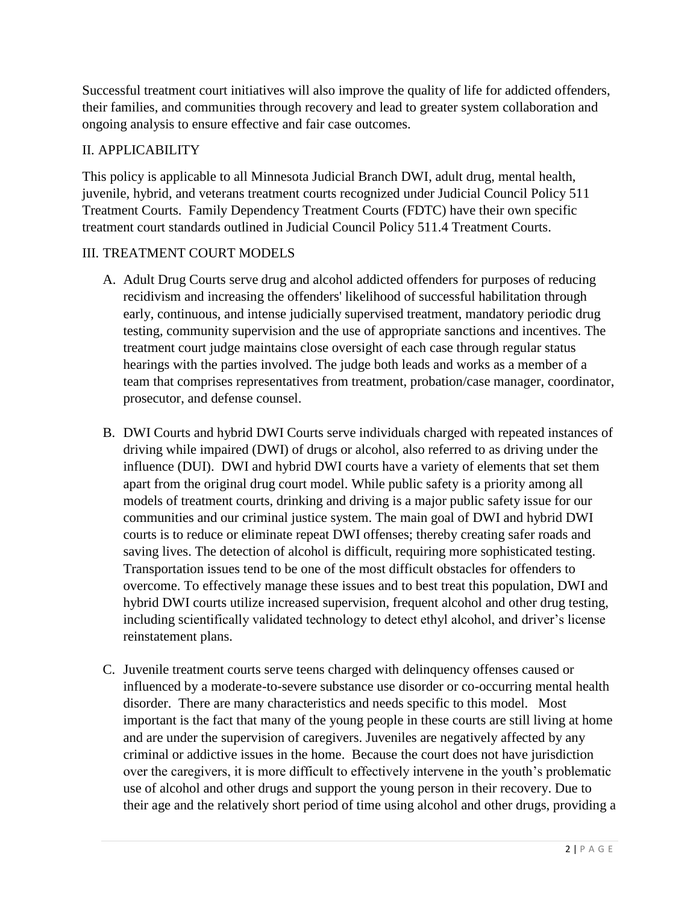Successful treatment court initiatives will also improve the quality of life for addicted offenders, their families, and communities through recovery and lead to greater system collaboration and ongoing analysis to ensure effective and fair case outcomes.

## II. APPLICABILITY

This policy is applicable to all Minnesota Judicial Branch DWI, adult drug, mental health, juvenile, hybrid, and veterans treatment courts recognized under Judicial Council Policy 511 Treatment Courts. Family Dependency Treatment Courts (FDTC) have their own specific treatment court standards outlined in Judicial Council Policy 511.4 Treatment Courts.

## III. TREATMENT COURT MODELS

A. Adult Drug Courts serve drug and alcohol addicted offenders for purposes of reducing recidivism and increasing the offenders' likelihood of successful habilitation through early, continuous, and intense judicially supervised treatment, mandatory periodic drug testing, community supervision and the use of appropriate sanctions and incentives. The treatment court judge maintains close oversight of each case through regular status hearings with the parties involved. The judge both leads and works as a member of a team that comprises representatives from treatment, probation/case manager, coordinator, prosecutor, and defense counsel.

B. DWI Courts and hybrid DWI Courts serve individuals charged with repeated instances of driving while impaired (DWI) of drugs or alcohol, also referred to as driving under the influence (DUI). DWI and hybrid DWI courts have a variety of elements that set them apart from the original drug court model. While public safety is a priority among all models of treatment courts, drinking and driving is a major public safety issue for our communities and our criminal justice system. The main goal of DWI and hybrid DWI courts is to reduce or eliminate repeat DWI offenses; thereby creating safer roads and saving lives. The detection of alcohol is difficult, requiring more sophisticated testing. Transportation issues tend to be one of the most difficult obstacles for offenders to overcome. To effectively manage these issues and to best treat this population, DWI and hybrid DWI courts utilize increased supervision, frequent alcohol and other drug testing, including scientifically validated technology to detect ethyl alcohol, and driver's license reinstatement plans.

C. Juvenile treatment courts serve teens charged with delinquency offenses caused or influenced by a moderate-to-severe substance use disorder or co-occurring mental health disorder. There are many characteristics and needs specific to this model. Most important is the fact that many of the young people in these courts are still living at home and are under the supervision of caregivers. Juveniles are negatively affected by any criminal or addictive issues in the home. Because the court does not have jurisdiction over the caregivers, it is more difficult to effectively intervene in the youth's problematic use of alcohol and other drugs and support the young person in their recovery. Due to their age and the relatively short period of time using alcohol and other drugs, providing a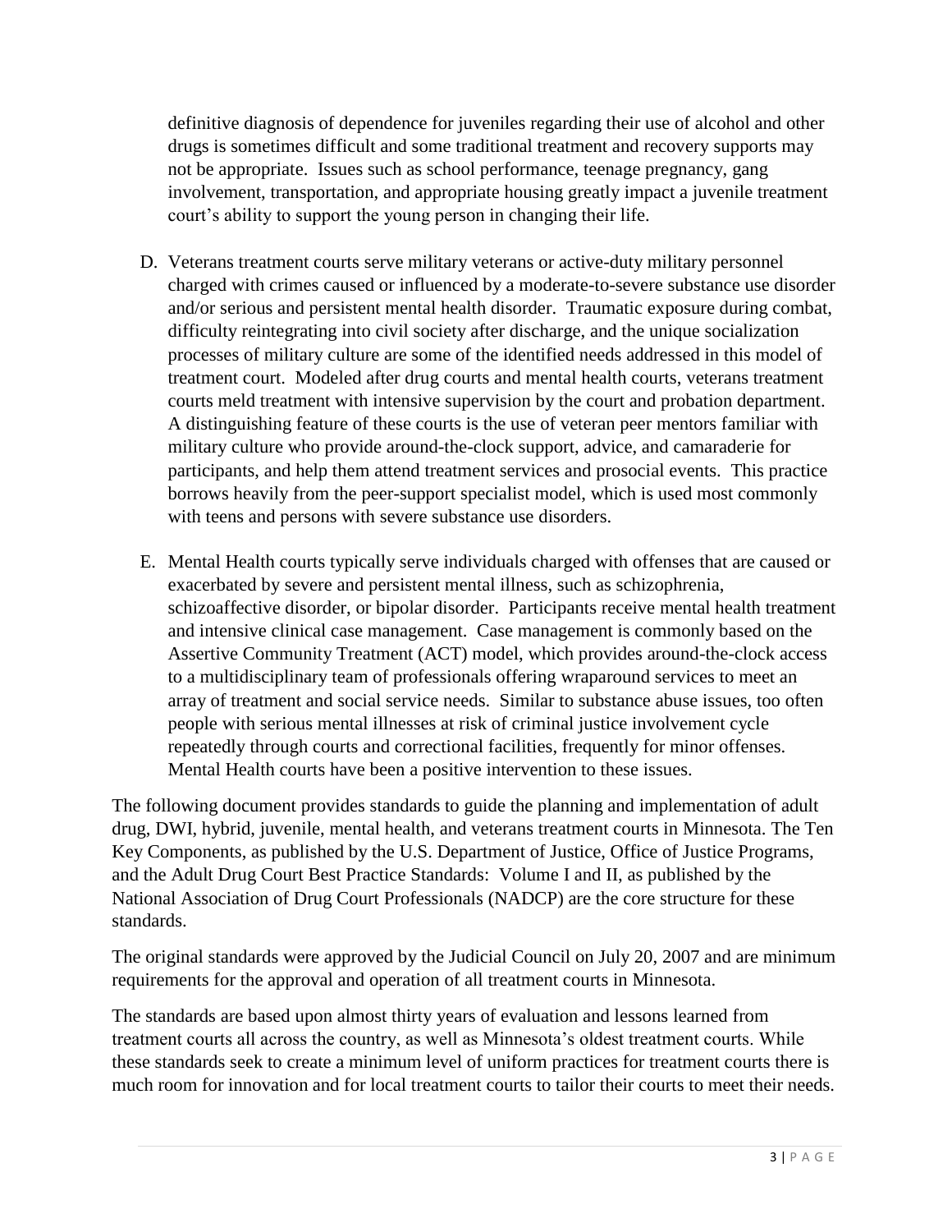definitive diagnosis of dependence for juveniles regarding their use of alcohol and other drugs is sometimes difficult and some traditional treatment and recovery supports may not be appropriate. Issues such as school performance, teenage pregnancy, gang involvement, transportation, and appropriate housing greatly impact a juvenile treatment court's ability to support the young person in changing their life.

D. Veterans treatment courts serve military veterans or active-duty military personnel charged with crimes caused or influenced by a moderate-to-severe substance use disorder and/or serious and persistent mental health disorder. Traumatic exposure during combat, difficulty reintegrating into civil society after discharge, and the unique socialization processes of military culture are some of the identified needs addressed in this model of treatment court. Modeled after drug courts and mental health courts, veterans treatment courts meld treatment with intensive supervision by the court and probation department. A distinguishing feature of these courts is the use of veteran peer mentors familiar with military culture who provide around-the-clock support, advice, and camaraderie for participants, and help them attend treatment services and prosocial events. This practice borrows heavily from the peer-support specialist model, which is used most commonly with teens and persons with severe substance use disorders.

E. Mental Health courts typically serve individuals charged with offenses that are caused or exacerbated by severe and persistent mental illness, such as schizophrenia, schizoaffective disorder, or bipolar disorder. Participants receive mental health treatment and intensive clinical case management. Case management is commonly based on the Assertive Community Treatment (ACT) model, which provides around-the-clock access to a multidisciplinary team of professionals offering wraparound services to meet an array of treatment and social service needs. Similar to substance abuse issues, too often people with serious mental illnesses at risk of criminal justice involvement cycle repeatedly through courts and correctional facilities, frequently for minor offenses. Mental Health courts have been a positive intervention to these issues.

The following document provides standards to guide the planning and implementation of adult drug, DWI, hybrid, juvenile, mental health, and veterans treatment courts in Minnesota. The Ten Key Components, as published by the U.S. Department of Justice, Office of Justice Programs, and the Adult Drug Court Best Practice Standards: Volume I and II, as published by the National Association of Drug Court Professionals (NADCP) are the core structure for these standards.

The original standards were approved by the Judicial Council on July 20, 2007 and are minimum requirements for the approval and operation of all treatment courts in Minnesota.

The standards are based upon almost thirty years of evaluation and lessons learned from treatment courts all across the country, as well as Minnesota's oldest treatment courts. While these standards seek to create a minimum level of uniform practices for treatment courts there is much room for innovation and for local treatment courts to tailor their courts to meet their needs.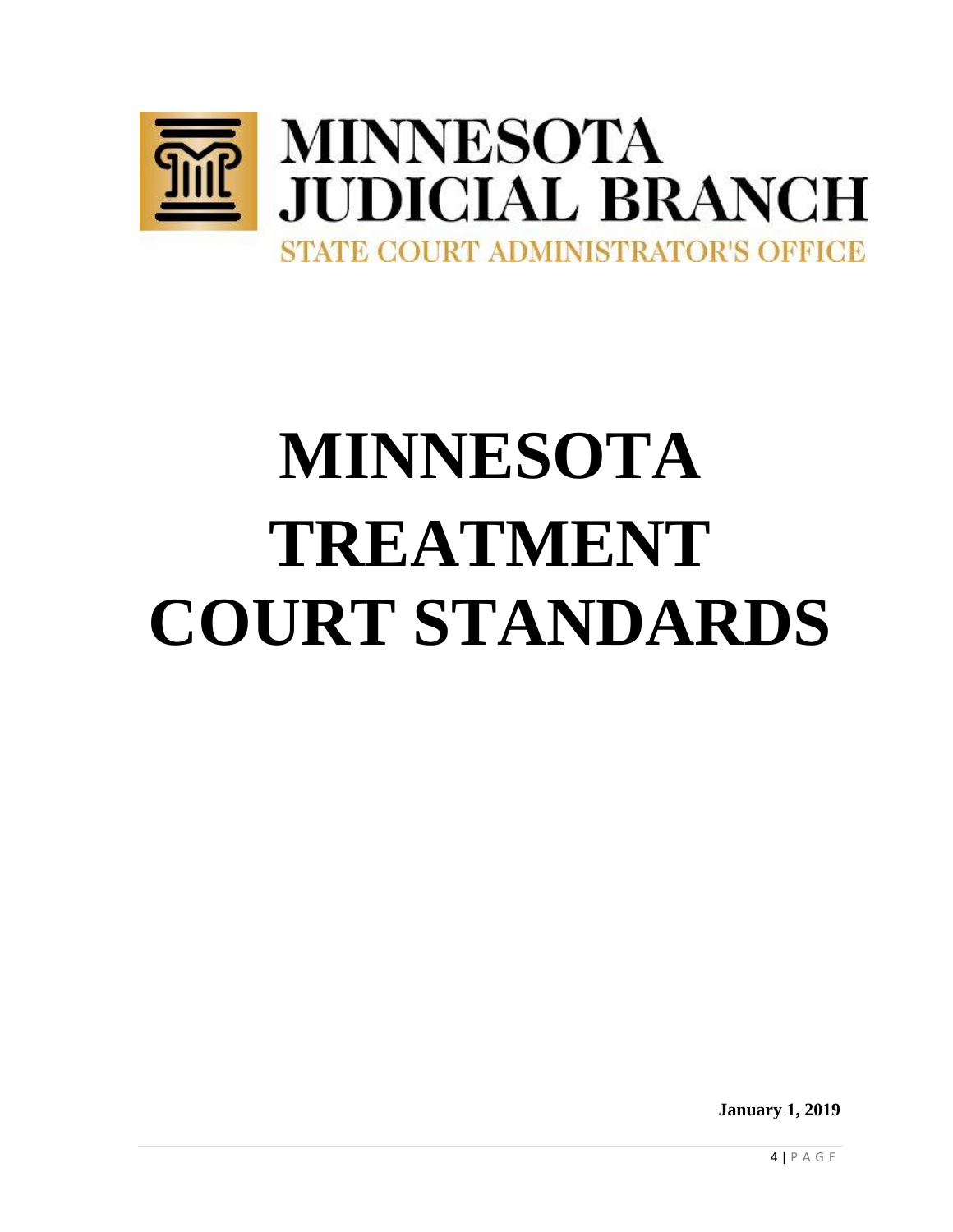MINNESOTA
JUDICIAL BRANCH
STATE COURT ADMINISTRATOR'S OFFICE

# MINNESOTA TREATMENT COURT STANDARDS

**January 1, 2019**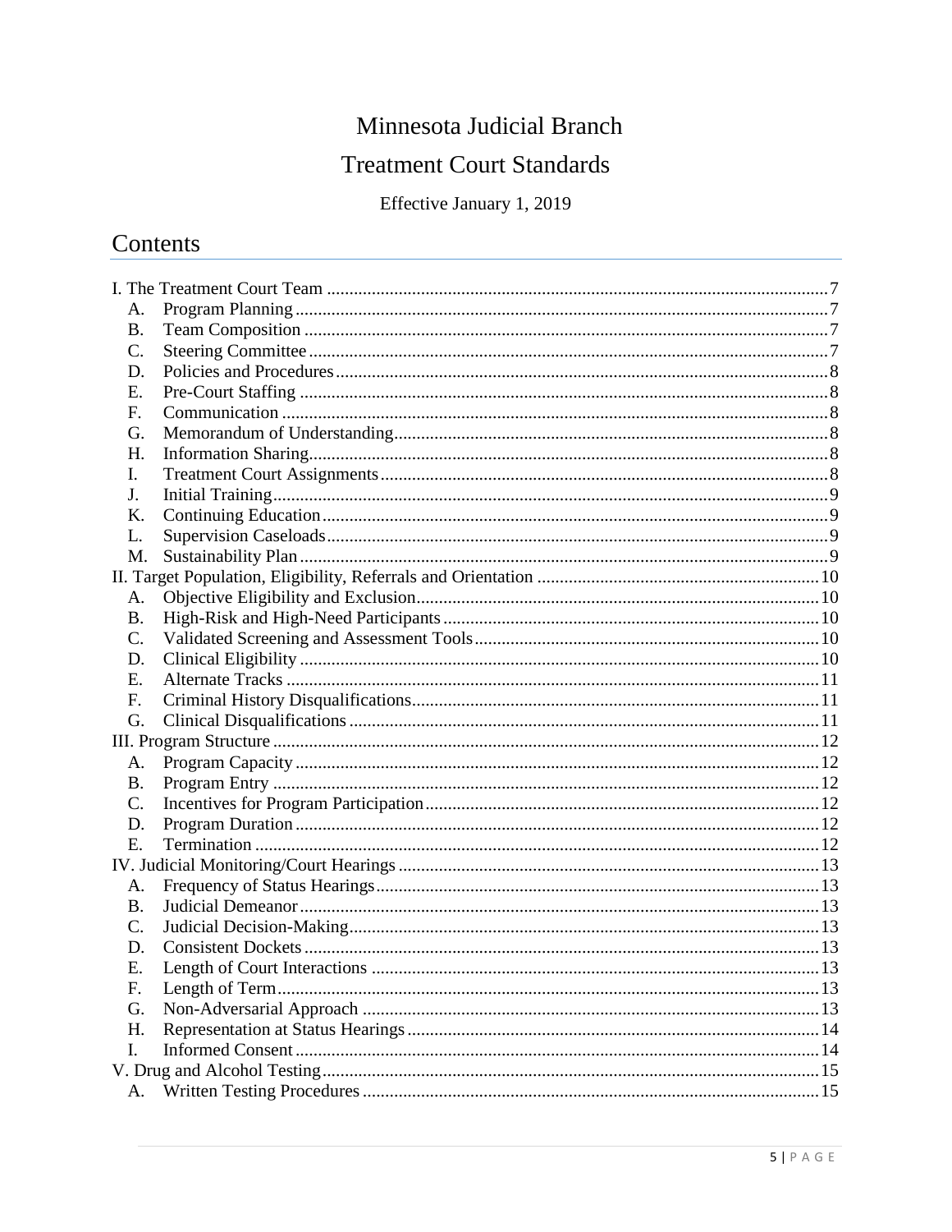# Minnesota Judicial Branch

# Treatment Court Standards

Effective January 1, 2019

## Contents

I. The Treatment Court Team ............ 7
- A. Program Planning ............ 7
- B. Team Composition ............ 7
- C. Steering Committee ............ 7
- D. Policies and Procedures ............ 8
- E. Pre-Court Staffing ............ 8
- F. Communication ............ 8
- G. Memorandum of Understanding ............ 8
- H. Information Sharing ............ 8
- I. Treatment Court Assignments ............ 8
- J. Initial Training ............ 9
- K. Continuing Education ............ 9
- L. Supervision Caseloads ............ 9
- M. Sustainability Plan ............ 9

II. Target Population, Eligibility, Referrals and Orientation ............ 10
- A. Objective Eligibility and Exclusion ............ 10
- B. High-Risk and High-Need Participants ............ 10
- C. Validated Screening and Assessment Tools ............ 10
- D. Clinical Eligibility ............ 10
- E. Alternate Tracks ............ 11
- F. Criminal History Disqualifications ............ 11
- G. Clinical Disqualifications ............ 11

III. Program Structure ............ 12
- A. Program Capacity ............ 12
- B. Program Entry ............ 12
- C. Incentives for Program Participation ............ 12
- D. Program Duration ............ 12
- E. Termination ............ 12

IV. Judicial Monitoring/Court Hearings ............ 13
- A. Frequency of Status Hearings ............ 13
- B. Judicial Demeanor ............ 13
- C. Judicial Decision-Making ............ 13
- D. Consistent Dockets ............ 13
- E. Length of Court Interactions ............ 13
- F. Length of Term ............ 13
- G. Non-Adversarial Approach ............ 13
- H. Representation at Status Hearings ............ 14
- I. Informed Consent ............ 14

V. Drug and Alcohol Testing ............ 15
- A. Written Testing Procedures ............ 15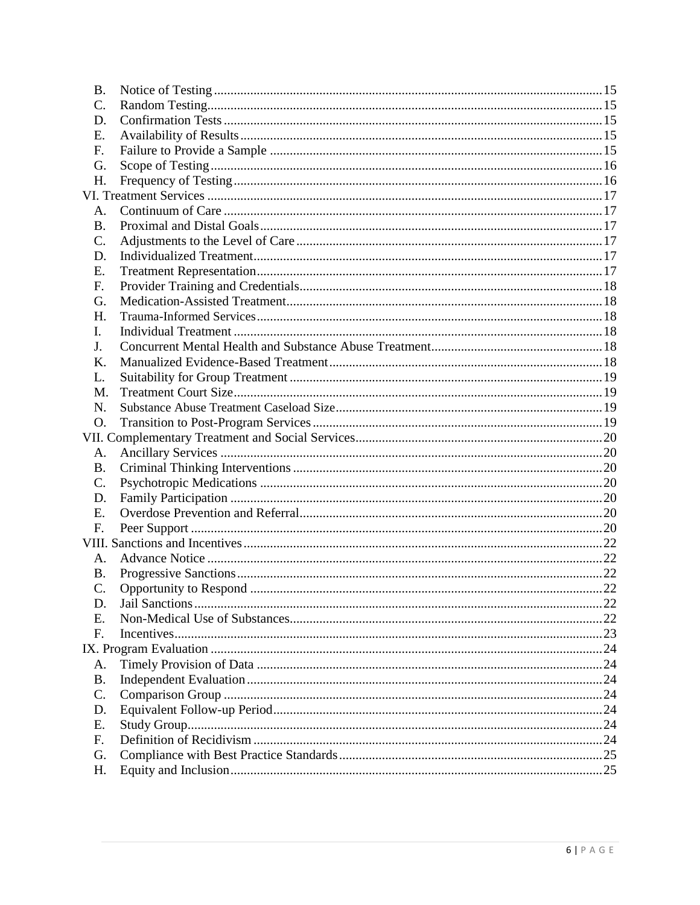B. Notice of Testing ..... 15
C. Random Testing ..... 15
D. Confirmation Tests ..... 15
E. Availability of Results ..... 15
F. Failure to Provide a Sample ..... 15
G. Scope of Testing ..... 16
H. Frequency of Testing ..... 16

VI. Treatment Services ..... 17
A. Continuum of Care ..... 17
B. Proximal and Distal Goals ..... 17
C. Adjustments to the Level of Care ..... 17
D. Individualized Treatment ..... 17
E. Treatment Representation ..... 17
F. Provider Training and Credentials ..... 18
G. Medication-Assisted Treatment ..... 18
H. Trauma-Informed Services ..... 18
I. Individual Treatment ..... 18
J. Concurrent Mental Health and Substance Abuse Treatment ..... 18
K. Manualized Evidence-Based Treatment ..... 18
L. Suitability for Group Treatment ..... 19
M. Treatment Court Size ..... 19
N. Substance Abuse Treatment Caseload Size ..... 19
O. Transition to Post-Program Services ..... 19

VII. Complementary Treatment and Social Services ..... 20
A. Ancillary Services ..... 20
B. Criminal Thinking Interventions ..... 20
C. Psychotropic Medications ..... 20
D. Family Participation ..... 20
E. Overdose Prevention and Referral ..... 20
F. Peer Support ..... 20

VIII. Sanctions and Incentives ..... 22
A. Advance Notice ..... 22
B. Progressive Sanctions ..... 22
C. Opportunity to Respond ..... 22
D. Jail Sanctions ..... 22
E. Non-Medical Use of Substances ..... 22
F. Incentives ..... 23

IX. Program Evaluation ..... 24
A. Timely Provision of Data ..... 24
B. Independent Evaluation ..... 24
C. Comparison Group ..... 24
D. Equivalent Follow-up Period ..... 24
E. Study Group ..... 24
F. Definition of Recidivism ..... 24
G. Compliance with Best Practice Standards ..... 25
H. Equity and Inclusion ..... 25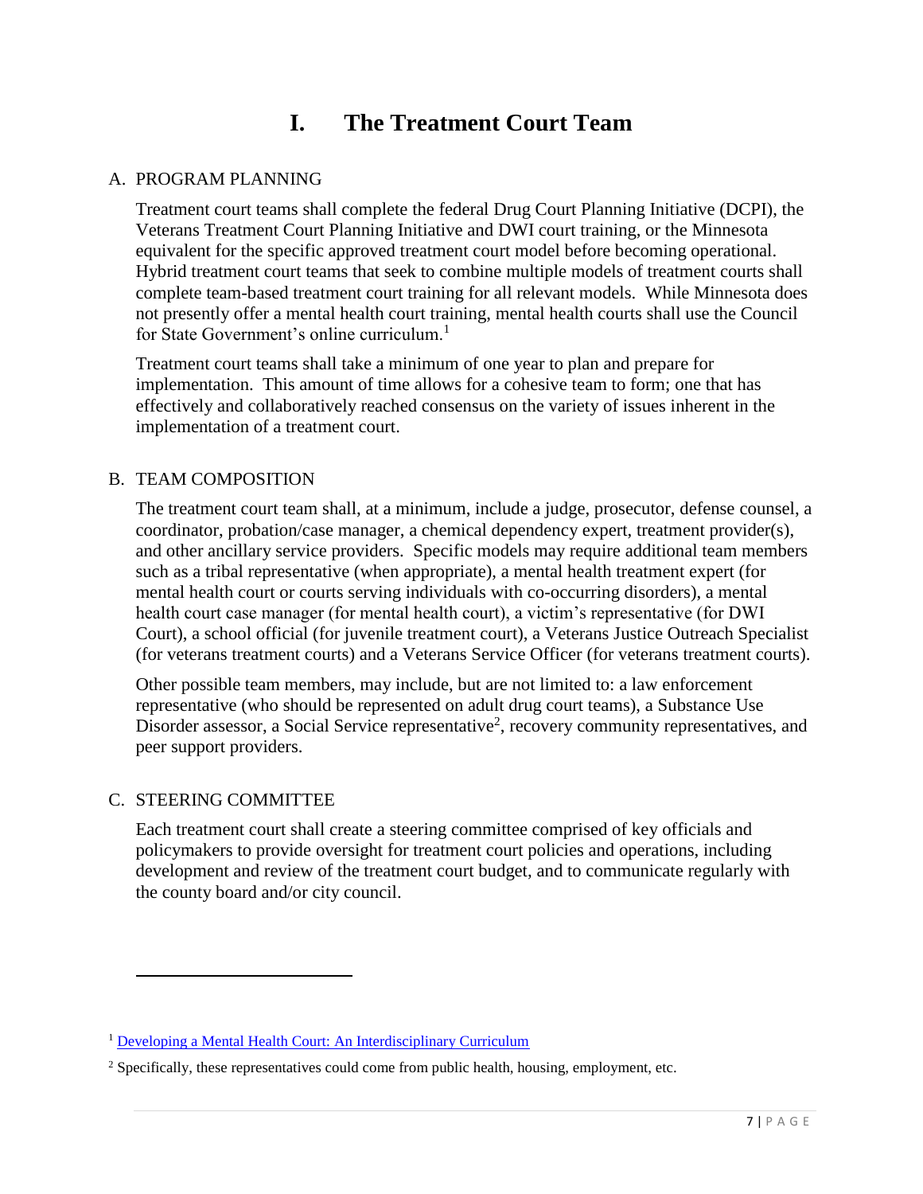# I. The Treatment Court Team

## A. PROGRAM PLANNING

Treatment court teams shall complete the federal Drug Court Planning Initiative (DCPI), the Veterans Treatment Court Planning Initiative and DWI court training, or the Minnesota equivalent for the specific approved treatment court model before becoming operational. Hybrid treatment court teams that seek to combine multiple models of treatment courts shall complete team-based treatment court training for all relevant models. While Minnesota does not presently offer a mental health court training, mental health courts shall use the Council for State Government's online curriculum.[1]

Treatment court teams shall take a minimum of one year to plan and prepare for implementation. This amount of time allows for a cohesive team to form; one that has effectively and collaboratively reached consensus on the variety of issues inherent in the implementation of a treatment court.

## B. TEAM COMPOSITION

The treatment court team shall, at a minimum, include a judge, prosecutor, defense counsel, a coordinator, probation/case manager, a chemical dependency expert, treatment provider(s), and other ancillary service providers. Specific models may require additional team members such as a tribal representative (when appropriate), a mental health treatment expert (for mental health court or courts serving individuals with co-occurring disorders), a mental health court case manager (for mental health court), a victim's representative (for DWI Court), a school official (for juvenile treatment court), a Veterans Justice Outreach Specialist (for veterans treatment courts) and a Veterans Service Officer (for veterans treatment courts).

Other possible team members, may include, but are not limited to: a law enforcement representative (who should be represented on adult drug court teams), a Substance Use Disorder assessor, a Social Service representative[2], recovery community representatives, and peer support providers.

## C. STEERING COMMITTEE

Each treatment court shall create a steering committee comprised of key officials and policymakers to provide oversight for treatment court policies and operations, including development and review of the treatment court budget, and to communicate regularly with the county board and/or city council.

---

[1] [Developing a Mental Health Court: An Interdisciplinary Curriculum]

[2] Specifically, these representatives could come from public health, housing, employment, etc.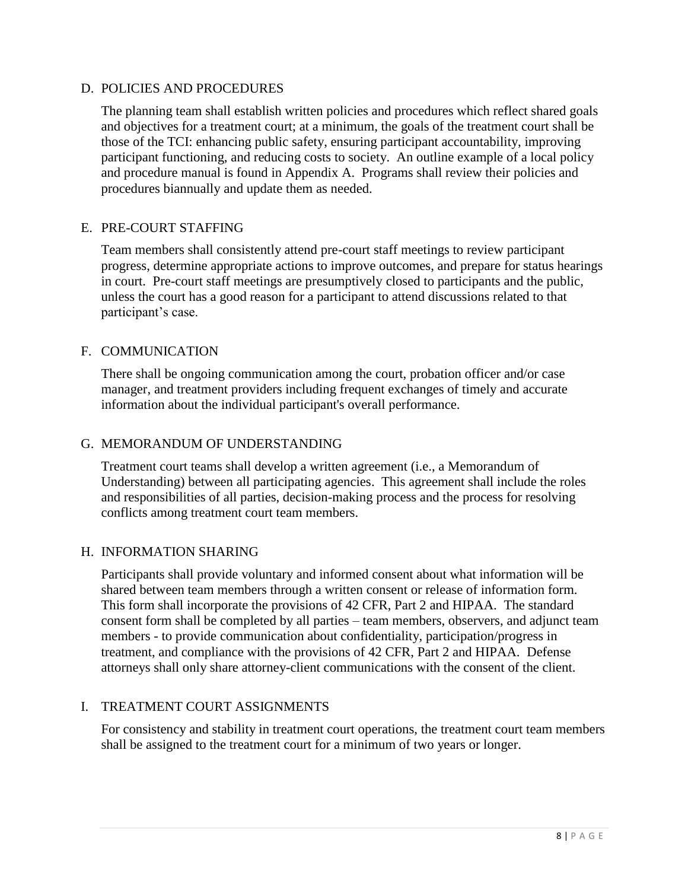### D. POLICIES AND PROCEDURES

The planning team shall establish written policies and procedures which reflect shared goals and objectives for a treatment court; at a minimum, the goals of the treatment court shall be those of the TCI: enhancing public safety, ensuring participant accountability, improving participant functioning, and reducing costs to society. An outline example of a local policy and procedure manual is found in Appendix A. Programs shall review their policies and procedures biannually and update them as needed.

### E. PRE-COURT STAFFING

Team members shall consistently attend pre-court staff meetings to review participant progress, determine appropriate actions to improve outcomes, and prepare for status hearings in court. Pre-court staff meetings are presumptively closed to participants and the public, unless the court has a good reason for a participant to attend discussions related to that participant's case.

### F. COMMUNICATION

There shall be ongoing communication among the court, probation officer and/or case manager, and treatment providers including frequent exchanges of timely and accurate information about the individual participant's overall performance.

### G. MEMORANDUM OF UNDERSTANDING

Treatment court teams shall develop a written agreement (i.e., a Memorandum of Understanding) between all participating agencies. This agreement shall include the roles and responsibilities of all parties, decision-making process and the process for resolving conflicts among treatment court team members.

### H. INFORMATION SHARING

Participants shall provide voluntary and informed consent about what information will be shared between team members through a written consent or release of information form. This form shall incorporate the provisions of 42 CFR, Part 2 and HIPAA. The standard consent form shall be completed by all parties – team members, observers, and adjunct team members - to provide communication about confidentiality, participation/progress in treatment, and compliance with the provisions of 42 CFR, Part 2 and HIPAA. Defense attorneys shall only share attorney-client communications with the consent of the client.

### I. TREATMENT COURT ASSIGNMENTS

For consistency and stability in treatment court operations, the treatment court team members shall be assigned to the treatment court for a minimum of two years or longer.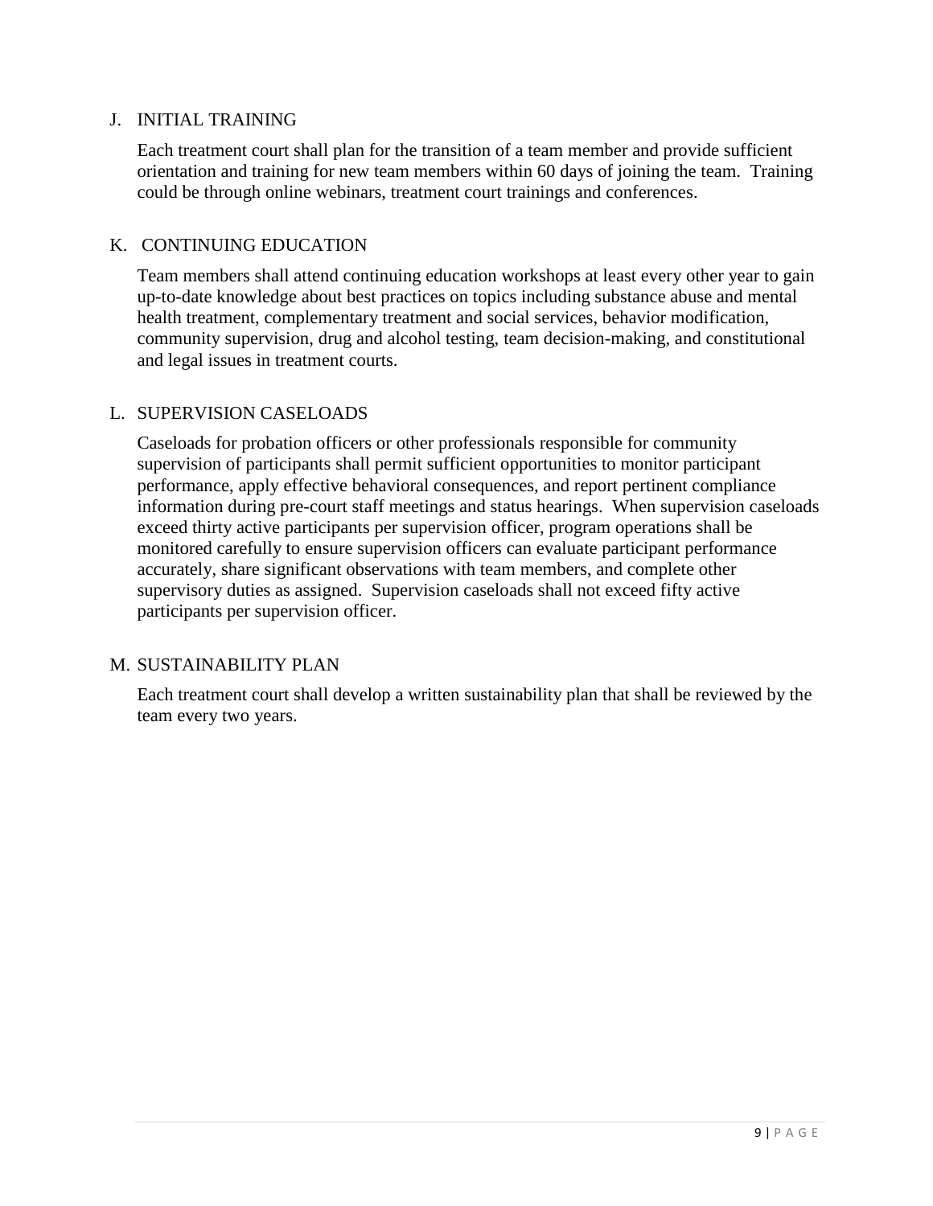## J. INITIAL TRAINING

Each treatment court shall plan for the transition of a team member and provide sufficient orientation and training for new team members within 60 days of joining the team. Training could be through online webinars, treatment court trainings and conferences.

## K. CONTINUING EDUCATION

Team members shall attend continuing education workshops at least every other year to gain up-to-date knowledge about best practices on topics including substance abuse and mental health treatment, complementary treatment and social services, behavior modification, community supervision, drug and alcohol testing, team decision-making, and constitutional and legal issues in treatment courts.

## L. SUPERVISION CASELOADS

Caseloads for probation officers or other professionals responsible for community supervision of participants shall permit sufficient opportunities to monitor participant performance, apply effective behavioral consequences, and report pertinent compliance information during pre-court staff meetings and status hearings. When supervision caseloads exceed thirty active participants per supervision officer, program operations shall be monitored carefully to ensure supervision officers can evaluate participant performance accurately, share significant observations with team members, and complete other supervisory duties as assigned. Supervision caseloads shall not exceed fifty active participants per supervision officer.

## M. SUSTAINABILITY PLAN

Each treatment court shall develop a written sustainability plan that shall be reviewed by the team every two years.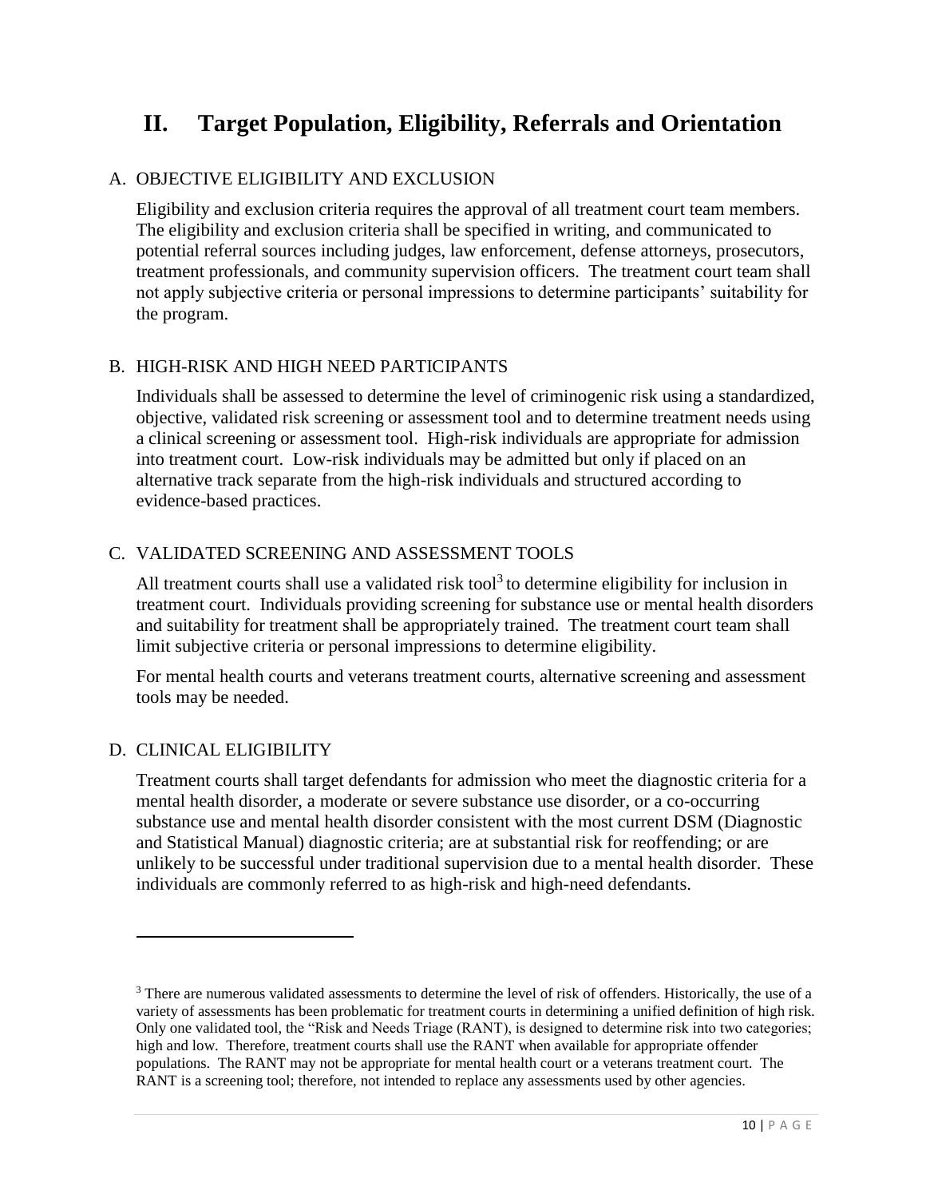# II. Target Population, Eligibility, Referrals and Orientation

## A. OBJECTIVE ELIGIBILITY AND EXCLUSION

Eligibility and exclusion criteria requires the approval of all treatment court team members. The eligibility and exclusion criteria shall be specified in writing, and communicated to potential referral sources including judges, law enforcement, defense attorneys, prosecutors, treatment professionals, and community supervision officers. The treatment court team shall not apply subjective criteria or personal impressions to determine participants' suitability for the program.

## B. HIGH-RISK AND HIGH NEED PARTICIPANTS

Individuals shall be assessed to determine the level of criminogenic risk using a standardized, objective, validated risk screening or assessment tool and to determine treatment needs using a clinical screening or assessment tool. High-risk individuals are appropriate for admission into treatment court. Low-risk individuals may be admitted but only if placed on an alternative track separate from the high-risk individuals and structured according to evidence-based practices.

## C. VALIDATED SCREENING AND ASSESSMENT TOOLS

All treatment courts shall use a validated risk tool[3] to determine eligibility for inclusion in treatment court. Individuals providing screening for substance use or mental health disorders and suitability for treatment shall be appropriately trained. The treatment court team shall limit subjective criteria or personal impressions to determine eligibility.

For mental health courts and veterans treatment courts, alternative screening and assessment tools may be needed.

## D. CLINICAL ELIGIBILITY

Treatment courts shall target defendants for admission who meet the diagnostic criteria for a mental health disorder, a moderate or severe substance use disorder, or a co-occurring substance use and mental health disorder consistent with the most current DSM (Diagnostic and Statistical Manual) diagnostic criteria; are at substantial risk for reoffending; or are unlikely to be successful under traditional supervision due to a mental health disorder. These individuals are commonly referred to as high-risk and high-need defendants.

---

[3] There are numerous validated assessments to determine the level of risk of offenders. Historically, the use of a variety of assessments has been problematic for treatment courts in determining a unified definition of high risk. Only one validated tool, the "Risk and Needs Triage (RANT), is designed to determine risk into two categories; high and low. Therefore, treatment courts shall use the RANT when available for appropriate offender populations. The RANT may not be appropriate for mental health court or a veterans treatment court. The RANT is a screening tool; therefore, not intended to replace any assessments used by other agencies.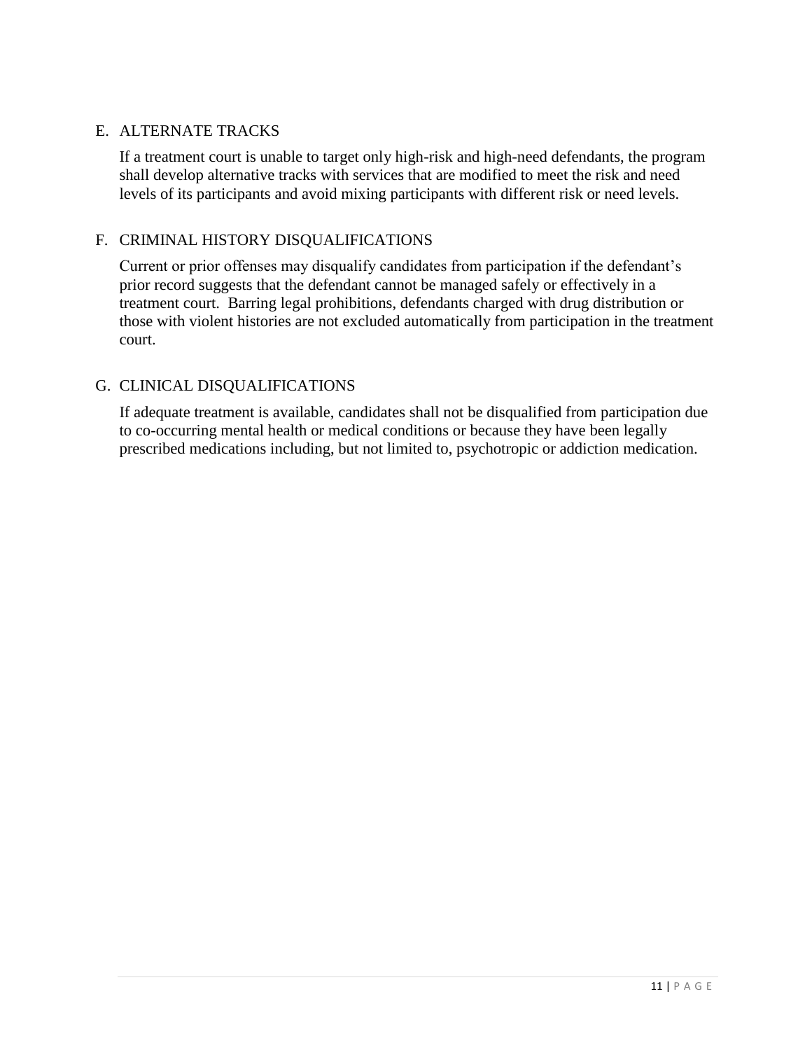### E. ALTERNATE TRACKS

If a treatment court is unable to target only high-risk and high-need defendants, the program shall develop alternative tracks with services that are modified to meet the risk and need levels of its participants and avoid mixing participants with different risk or need levels.

### F. CRIMINAL HISTORY DISQUALIFICATIONS

Current or prior offenses may disqualify candidates from participation if the defendant's prior record suggests that the defendant cannot be managed safely or effectively in a treatment court. Barring legal prohibitions, defendants charged with drug distribution or those with violent histories are not excluded automatically from participation in the treatment court.

### G. CLINICAL DISQUALIFICATIONS

If adequate treatment is available, candidates shall not be disqualified from participation due to co-occurring mental health or medical conditions or because they have been legally prescribed medications including, but not limited to, psychotropic or addiction medication.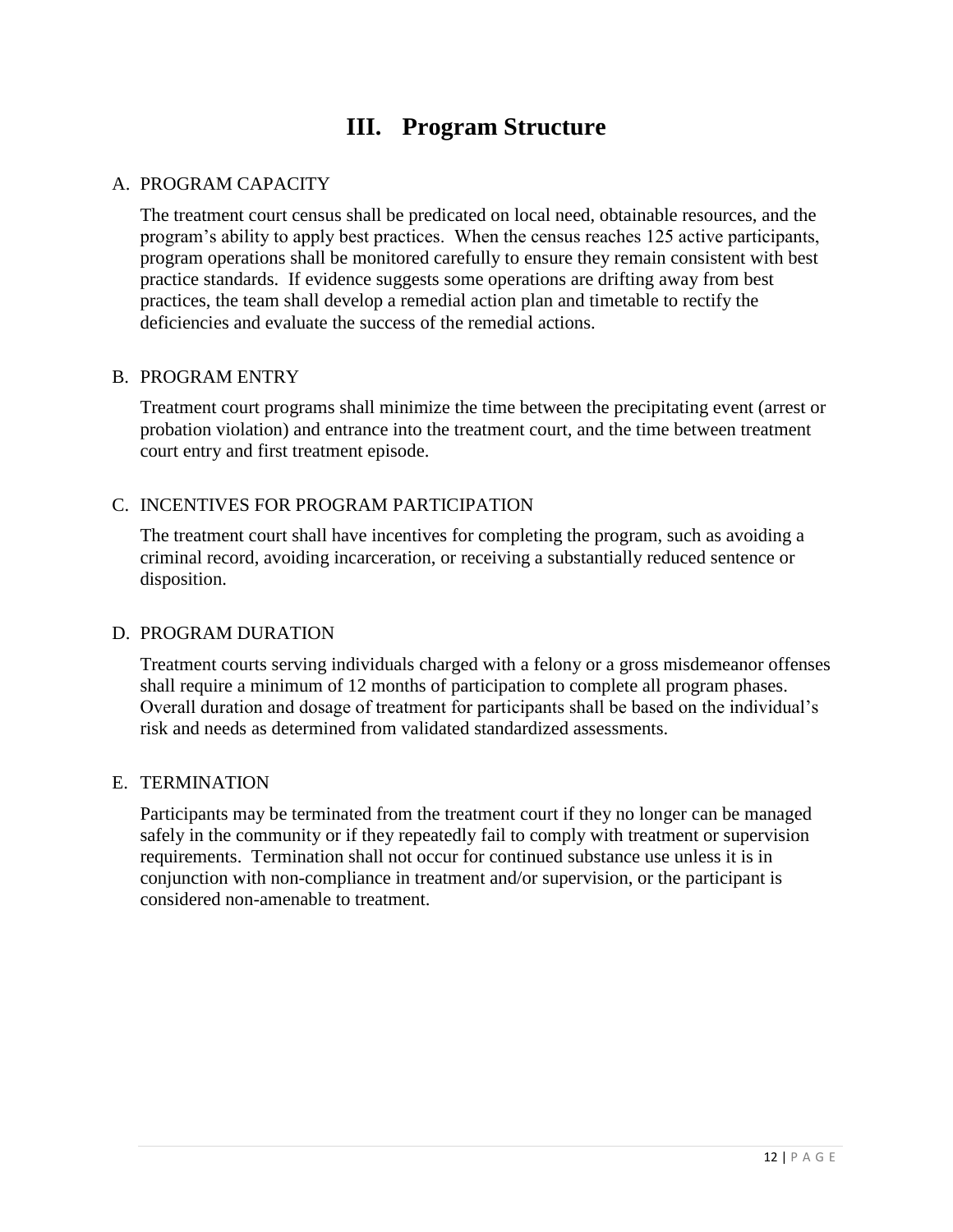# III. Program Structure

A. PROGRAM CAPACITY

The treatment court census shall be predicated on local need, obtainable resources, and the program's ability to apply best practices. When the census reaches 125 active participants, program operations shall be monitored carefully to ensure they remain consistent with best practice standards. If evidence suggests some operations are drifting away from best practices, the team shall develop a remedial action plan and timetable to rectify the deficiencies and evaluate the success of the remedial actions.

B. PROGRAM ENTRY

Treatment court programs shall minimize the time between the precipitating event (arrest or probation violation) and entrance into the treatment court, and the time between treatment court entry and first treatment episode.

C. INCENTIVES FOR PROGRAM PARTICIPATION

The treatment court shall have incentives for completing the program, such as avoiding a criminal record, avoiding incarceration, or receiving a substantially reduced sentence or disposition.

D. PROGRAM DURATION

Treatment courts serving individuals charged with a felony or a gross misdemeanor offenses shall require a minimum of 12 months of participation to complete all program phases. Overall duration and dosage of treatment for participants shall be based on the individual's risk and needs as determined from validated standardized assessments.

E. TERMINATION

Participants may be terminated from the treatment court if they no longer can be managed safely in the community or if they repeatedly fail to comply with treatment or supervision requirements. Termination shall not occur for continued substance use unless it is in conjunction with non-compliance in treatment and/or supervision, or the participant is considered non-amenable to treatment.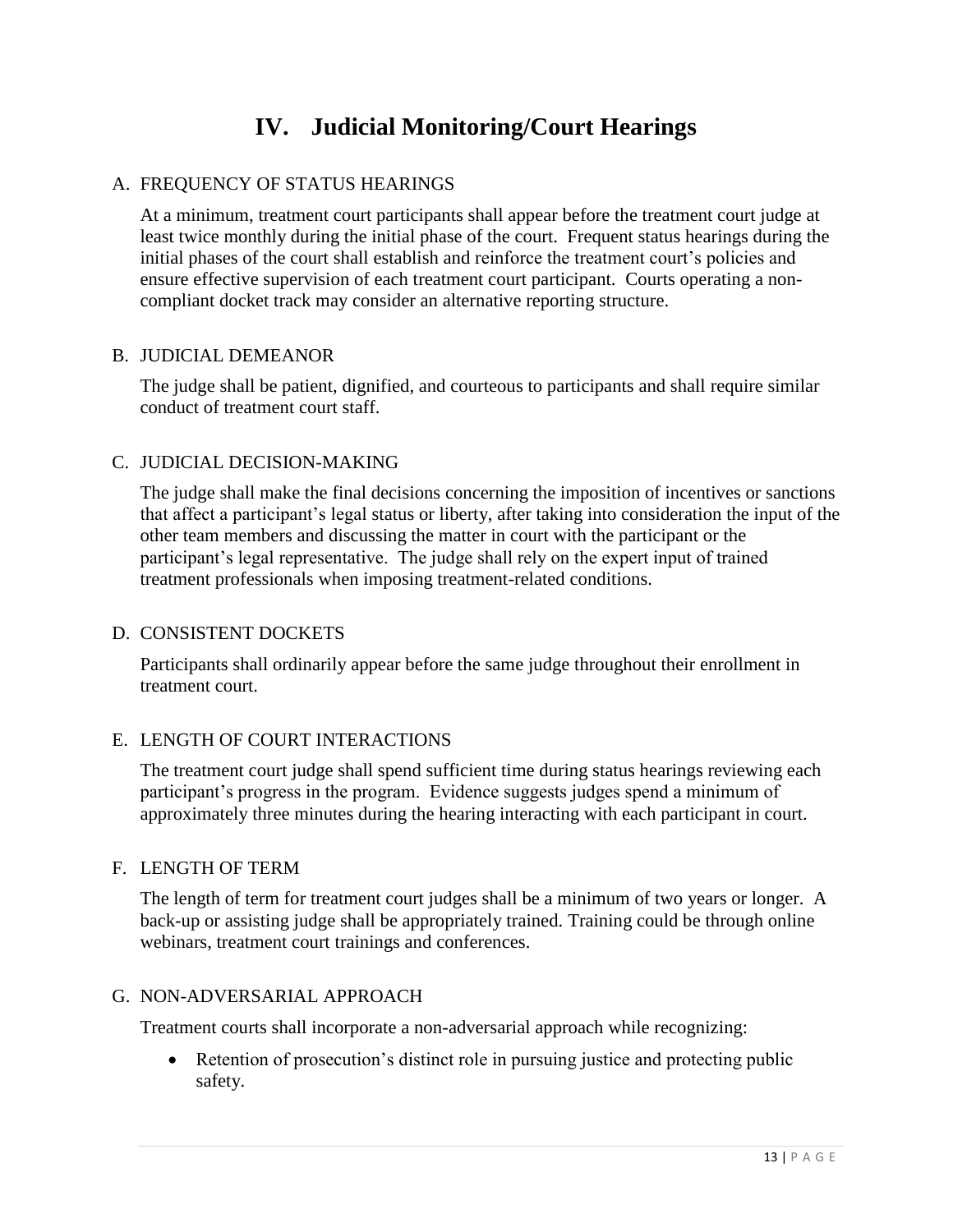# IV. Judicial Monitoring/Court Hearings

A. FREQUENCY OF STATUS HEARINGS

At a minimum, treatment court participants shall appear before the treatment court judge at least twice monthly during the initial phase of the court. Frequent status hearings during the initial phases of the court shall establish and reinforce the treatment court's policies and ensure effective supervision of each treatment court participant. Courts operating a non-compliant docket track may consider an alternative reporting structure.

B. JUDICIAL DEMEANOR

The judge shall be patient, dignified, and courteous to participants and shall require similar conduct of treatment court staff.

C. JUDICIAL DECISION-MAKING

The judge shall make the final decisions concerning the imposition of incentives or sanctions that affect a participant's legal status or liberty, after taking into consideration the input of the other team members and discussing the matter in court with the participant or the participant's legal representative. The judge shall rely on the expert input of trained treatment professionals when imposing treatment-related conditions.

D. CONSISTENT DOCKETS

Participants shall ordinarily appear before the same judge throughout their enrollment in treatment court.

E. LENGTH OF COURT INTERACTIONS

The treatment court judge shall spend sufficient time during status hearings reviewing each participant's progress in the program. Evidence suggests judges spend a minimum of approximately three minutes during the hearing interacting with each participant in court.

F. LENGTH OF TERM

The length of term for treatment court judges shall be a minimum of two years or longer. A back-up or assisting judge shall be appropriately trained. Training could be through online webinars, treatment court trainings and conferences.

G. NON-ADVERSARIAL APPROACH

Treatment courts shall incorporate a non-adversarial approach while recognizing:

- Retention of prosecution's distinct role in pursuing justice and protecting public safety.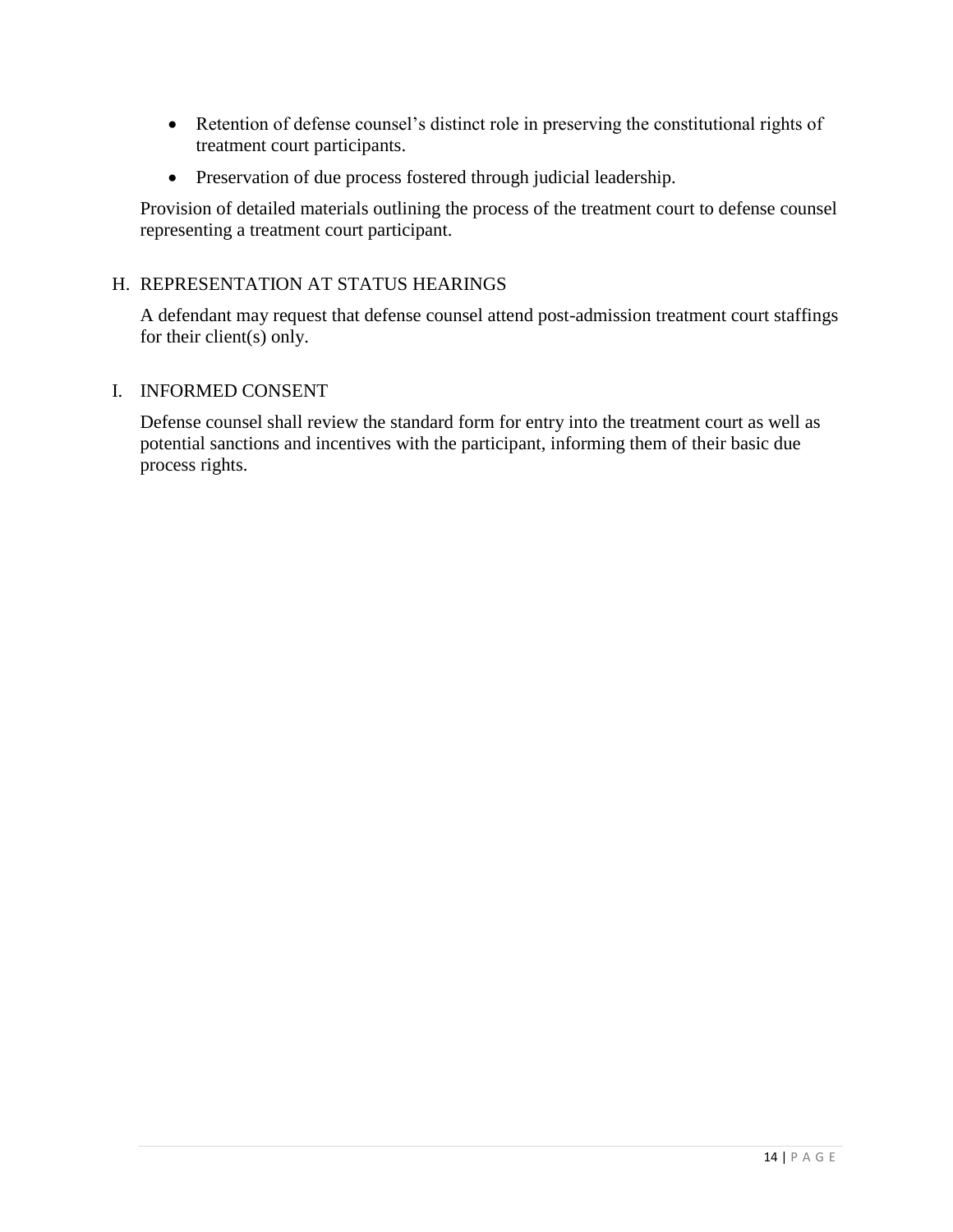- Retention of defense counsel's distinct role in preserving the constitutional rights of treatment court participants.
- Preservation of due process fostered through judicial leadership.

Provision of detailed materials outlining the process of the treatment court to defense counsel representing a treatment court participant.

## H. REPRESENTATION AT STATUS HEARINGS

A defendant may request that defense counsel attend post-admission treatment court staffings for their client(s) only.

## I. INFORMED CONSENT

Defense counsel shall review the standard form for entry into the treatment court as well as potential sanctions and incentives with the participant, informing them of their basic due process rights.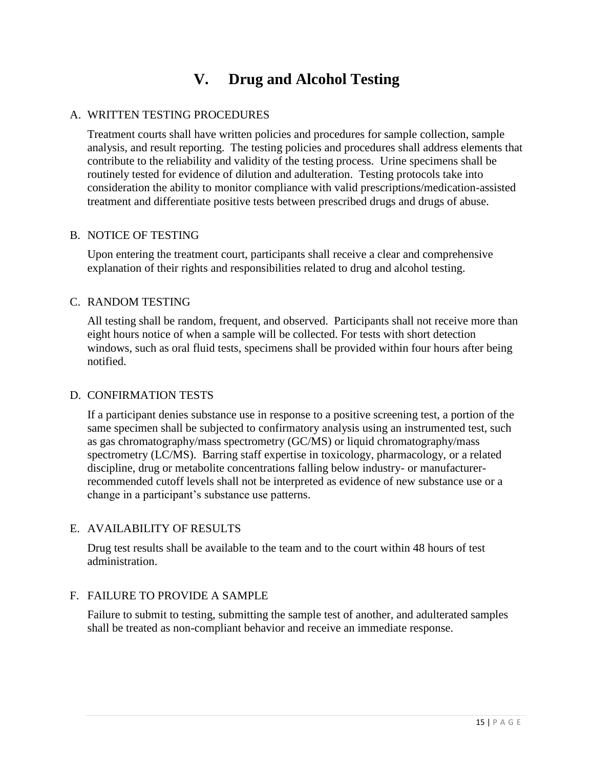# V. Drug and Alcohol Testing

## A. WRITTEN TESTING PROCEDURES

Treatment courts shall have written policies and procedures for sample collection, sample analysis, and result reporting. The testing policies and procedures shall address elements that contribute to the reliability and validity of the testing process. Urine specimens shall be routinely tested for evidence of dilution and adulteration. Testing protocols take into consideration the ability to monitor compliance with valid prescriptions/medication-assisted treatment and differentiate positive tests between prescribed drugs and drugs of abuse.

## B. NOTICE OF TESTING

Upon entering the treatment court, participants shall receive a clear and comprehensive explanation of their rights and responsibilities related to drug and alcohol testing.

## C. RANDOM TESTING

All testing shall be random, frequent, and observed. Participants shall not receive more than eight hours notice of when a sample will be collected. For tests with short detection windows, such as oral fluid tests, specimens shall be provided within four hours after being notified.

## D. CONFIRMATION TESTS

If a participant denies substance use in response to a positive screening test, a portion of the same specimen shall be subjected to confirmatory analysis using an instrumented test, such as gas chromatography/mass spectrometry (GC/MS) or liquid chromatography/mass spectrometry (LC/MS). Barring staff expertise in toxicology, pharmacology, or a related discipline, drug or metabolite concentrations falling below industry- or manufacturer-recommended cutoff levels shall not be interpreted as evidence of new substance use or a change in a participant's substance use patterns.

## E. AVAILABILITY OF RESULTS

Drug test results shall be available to the team and to the court within 48 hours of test administration.

## F. FAILURE TO PROVIDE A SAMPLE

Failure to submit to testing, submitting the sample test of another, and adulterated samples shall be treated as non-compliant behavior and receive an immediate response.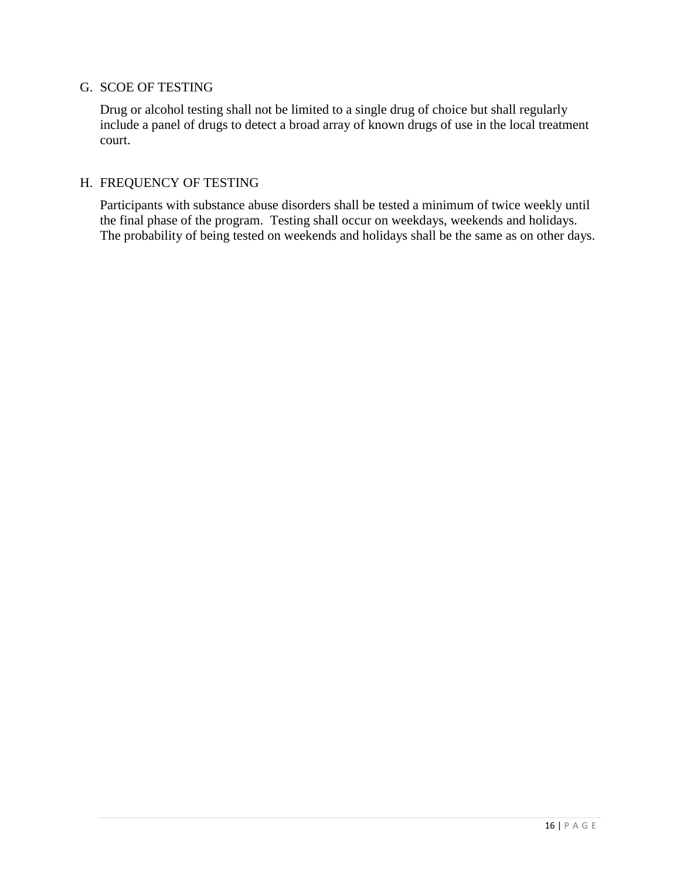G. SCOE OF TESTING

Drug or alcohol testing shall not be limited to a single drug of choice but shall regularly include a panel of drugs to detect a broad array of known drugs of use in the local treatment court.

H. FREQUENCY OF TESTING

Participants with substance abuse disorders shall be tested a minimum of twice weekly until the final phase of the program. Testing shall occur on weekdays, weekends and holidays. The probability of being tested on weekends and holidays shall be the same as on other days.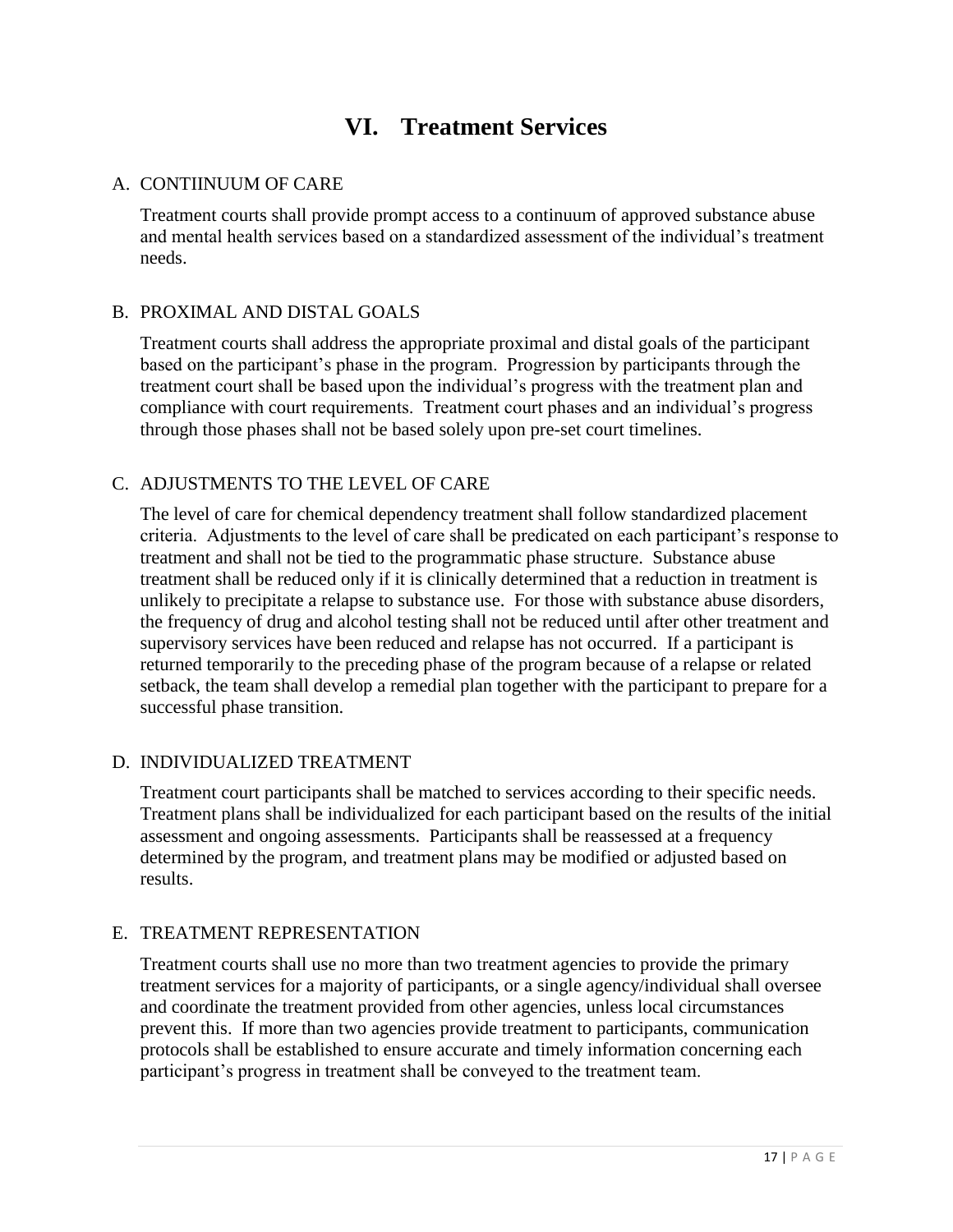# VI. Treatment Services

## A. CONTIINUUM OF CARE

Treatment courts shall provide prompt access to a continuum of approved substance abuse and mental health services based on a standardized assessment of the individual's treatment needs.

## B. PROXIMAL AND DISTAL GOALS

Treatment courts shall address the appropriate proximal and distal goals of the participant based on the participant's phase in the program. Progression by participants through the treatment court shall be based upon the individual's progress with the treatment plan and compliance with court requirements. Treatment court phases and an individual's progress through those phases shall not be based solely upon pre-set court timelines.

## C. ADJUSTMENTS TO THE LEVEL OF CARE

The level of care for chemical dependency treatment shall follow standardized placement criteria. Adjustments to the level of care shall be predicated on each participant's response to treatment and shall not be tied to the programmatic phase structure. Substance abuse treatment shall be reduced only if it is clinically determined that a reduction in treatment is unlikely to precipitate a relapse to substance use. For those with substance abuse disorders, the frequency of drug and alcohol testing shall not be reduced until after other treatment and supervisory services have been reduced and relapse has not occurred. If a participant is returned temporarily to the preceding phase of the program because of a relapse or related setback, the team shall develop a remedial plan together with the participant to prepare for a successful phase transition.

## D. INDIVIDUALIZED TREATMENT

Treatment court participants shall be matched to services according to their specific needs. Treatment plans shall be individualized for each participant based on the results of the initial assessment and ongoing assessments. Participants shall be reassessed at a frequency determined by the program, and treatment plans may be modified or adjusted based on results.

## E. TREATMENT REPRESENTATION

Treatment courts shall use no more than two treatment agencies to provide the primary treatment services for a majority of participants, or a single agency/individual shall oversee and coordinate the treatment provided from other agencies, unless local circumstances prevent this. If more than two agencies provide treatment to participants, communication protocols shall be established to ensure accurate and timely information concerning each participant's progress in treatment shall be conveyed to the treatment team.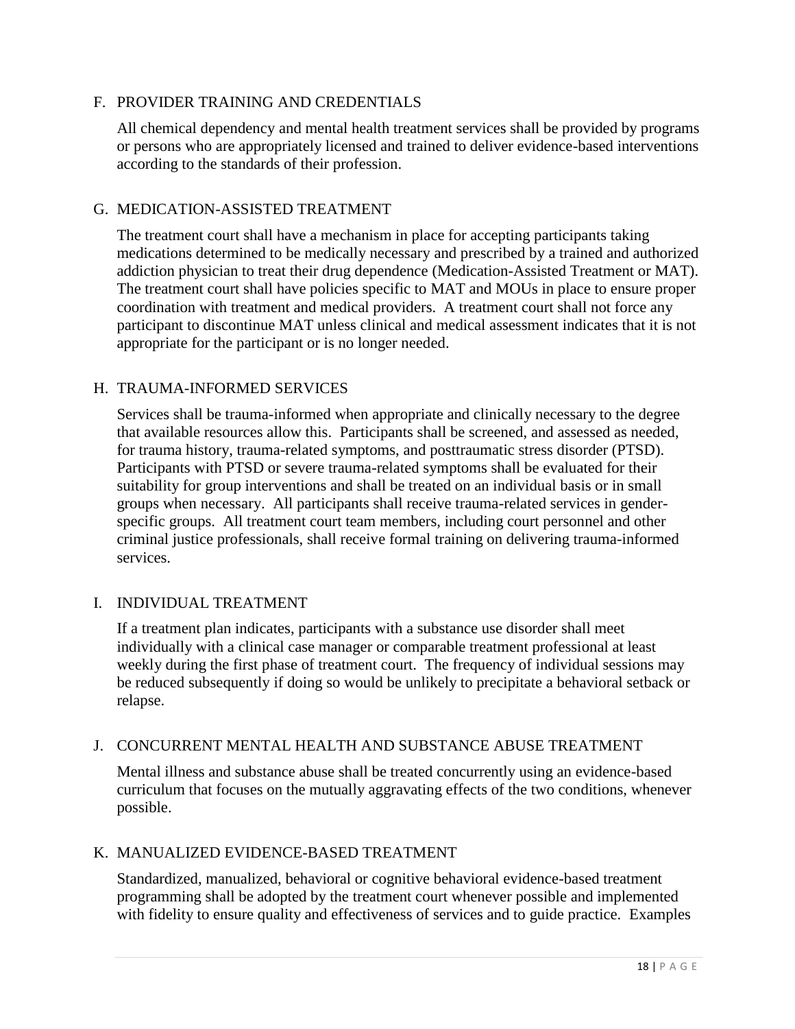### F. PROVIDER TRAINING AND CREDENTIALS

All chemical dependency and mental health treatment services shall be provided by programs or persons who are appropriately licensed and trained to deliver evidence-based interventions according to the standards of their profession.

### G. MEDICATION-ASSISTED TREATMENT

The treatment court shall have a mechanism in place for accepting participants taking medications determined to be medically necessary and prescribed by a trained and authorized addiction physician to treat their drug dependence (Medication-Assisted Treatment or MAT). The treatment court shall have policies specific to MAT and MOUs in place to ensure proper coordination with treatment and medical providers. A treatment court shall not force any participant to discontinue MAT unless clinical and medical assessment indicates that it is not appropriate for the participant or is no longer needed.

### H. TRAUMA-INFORMED SERVICES

Services shall be trauma-informed when appropriate and clinically necessary to the degree that available resources allow this. Participants shall be screened, and assessed as needed, for trauma history, trauma-related symptoms, and posttraumatic stress disorder (PTSD). Participants with PTSD or severe trauma-related symptoms shall be evaluated for their suitability for group interventions and shall be treated on an individual basis or in small groups when necessary. All participants shall receive trauma-related services in gender-specific groups. All treatment court team members, including court personnel and other criminal justice professionals, shall receive formal training on delivering trauma-informed services.

### I. INDIVIDUAL TREATMENT

If a treatment plan indicates, participants with a substance use disorder shall meet individually with a clinical case manager or comparable treatment professional at least weekly during the first phase of treatment court. The frequency of individual sessions may be reduced subsequently if doing so would be unlikely to precipitate a behavioral setback or relapse.

### J. CONCURRENT MENTAL HEALTH AND SUBSTANCE ABUSE TREATMENT

Mental illness and substance abuse shall be treated concurrently using an evidence-based curriculum that focuses on the mutually aggravating effects of the two conditions, whenever possible.

### K. MANUALIZED EVIDENCE-BASED TREATMENT

Standardized, manualized, behavioral or cognitive behavioral evidence-based treatment programming shall be adopted by the treatment court whenever possible and implemented with fidelity to ensure quality and effectiveness of services and to guide practice. Examples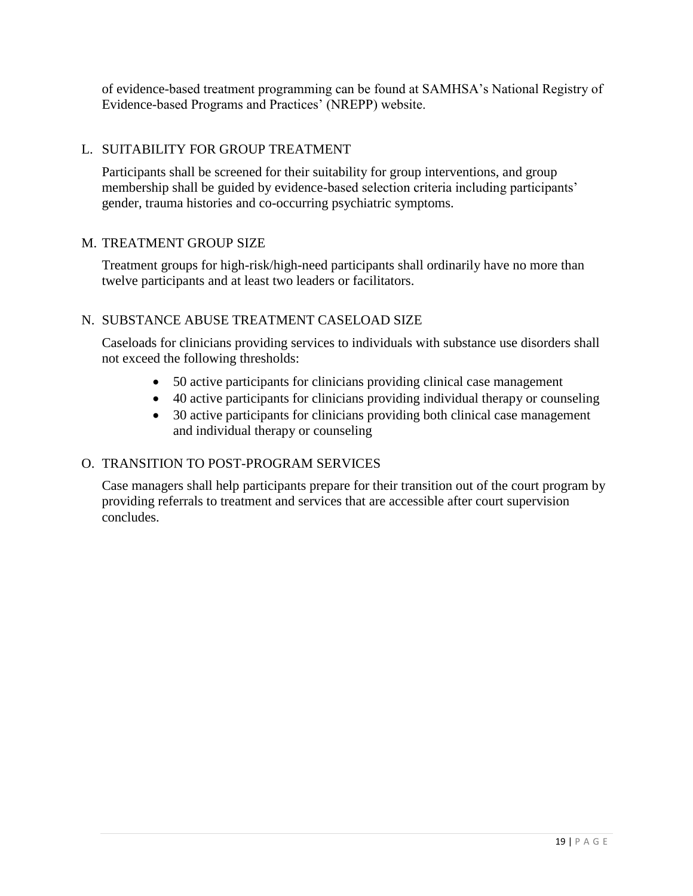of evidence-based treatment programming can be found at SAMHSA's National Registry of Evidence-based Programs and Practices' (NREPP) website.

### L. SUITABILITY FOR GROUP TREATMENT

Participants shall be screened for their suitability for group interventions, and group membership shall be guided by evidence-based selection criteria including participants' gender, trauma histories and co-occurring psychiatric symptoms.

### M. TREATMENT GROUP SIZE

Treatment groups for high-risk/high-need participants shall ordinarily have no more than twelve participants and at least two leaders or facilitators.

### N. SUBSTANCE ABUSE TREATMENT CASELOAD SIZE

Caseloads for clinicians providing services to individuals with substance use disorders shall not exceed the following thresholds:

- 50 active participants for clinicians providing clinical case management
- 40 active participants for clinicians providing individual therapy or counseling
- 30 active participants for clinicians providing both clinical case management and individual therapy or counseling

### O. TRANSITION TO POST-PROGRAM SERVICES

Case managers shall help participants prepare for their transition out of the court program by providing referrals to treatment and services that are accessible after court supervision concludes.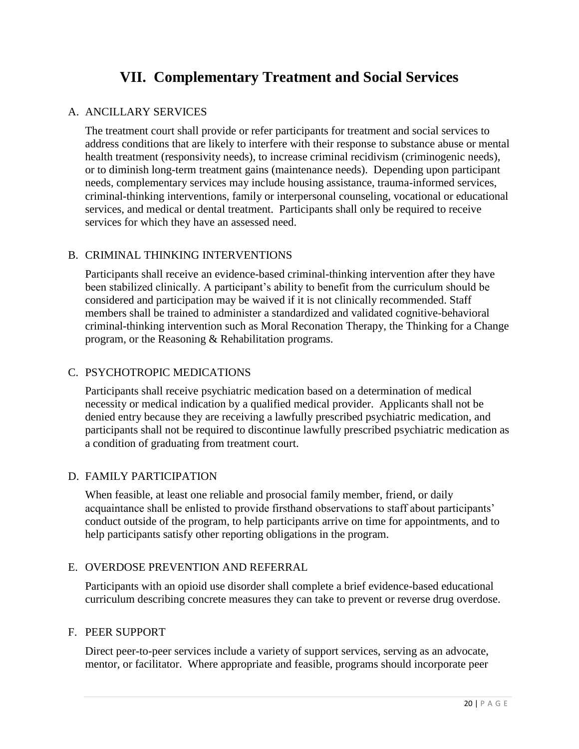# VII. Complementary Treatment and Social Services

## A. ANCILLARY SERVICES

The treatment court shall provide or refer participants for treatment and social services to address conditions that are likely to interfere with their response to substance abuse or mental health treatment (responsivity needs), to increase criminal recidivism (criminogenic needs), or to diminish long-term treatment gains (maintenance needs). Depending upon participant needs, complementary services may include housing assistance, trauma-informed services, criminal-thinking interventions, family or interpersonal counseling, vocational or educational services, and medical or dental treatment. Participants shall only be required to receive services for which they have an assessed need.

## B. CRIMINAL THINKING INTERVENTIONS

Participants shall receive an evidence-based criminal-thinking intervention after they have been stabilized clinically. A participant's ability to benefit from the curriculum should be considered and participation may be waived if it is not clinically recommended. Staff members shall be trained to administer a standardized and validated cognitive-behavioral criminal-thinking intervention such as Moral Reconation Therapy, the Thinking for a Change program, or the Reasoning & Rehabilitation programs.

## C. PSYCHOTROPIC MEDICATIONS

Participants shall receive psychiatric medication based on a determination of medical necessity or medical indication by a qualified medical provider. Applicants shall not be denied entry because they are receiving a lawfully prescribed psychiatric medication, and participants shall not be required to discontinue lawfully prescribed psychiatric medication as a condition of graduating from treatment court.

## D. FAMILY PARTICIPATION

When feasible, at least one reliable and prosocial family member, friend, or daily acquaintance shall be enlisted to provide firsthand observations to staff about participants' conduct outside of the program, to help participants arrive on time for appointments, and to help participants satisfy other reporting obligations in the program.

## E. OVERDOSE PREVENTION AND REFERRAL

Participants with an opioid use disorder shall complete a brief evidence-based educational curriculum describing concrete measures they can take to prevent or reverse drug overdose.

## F. PEER SUPPORT

Direct peer-to-peer services include a variety of support services, serving as an advocate, mentor, or facilitator. Where appropriate and feasible, programs should incorporate peer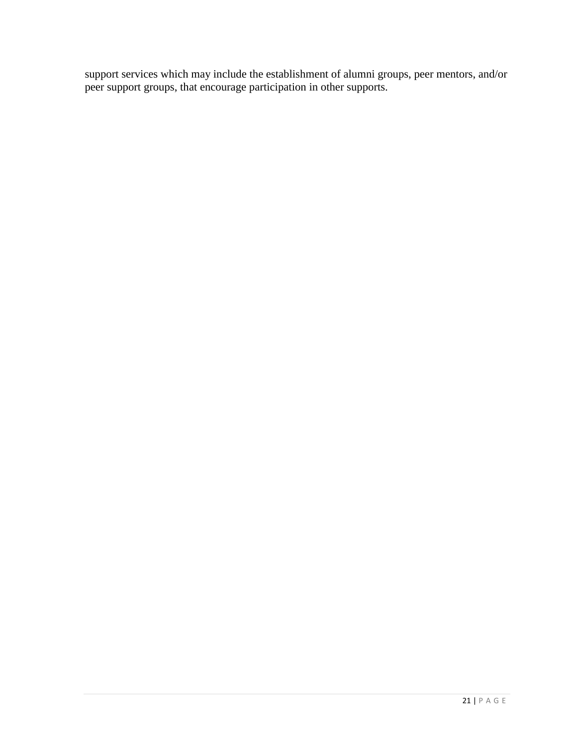support services which may include the establishment of alumni groups, peer mentors, and/or peer support groups, that encourage participation in other supports.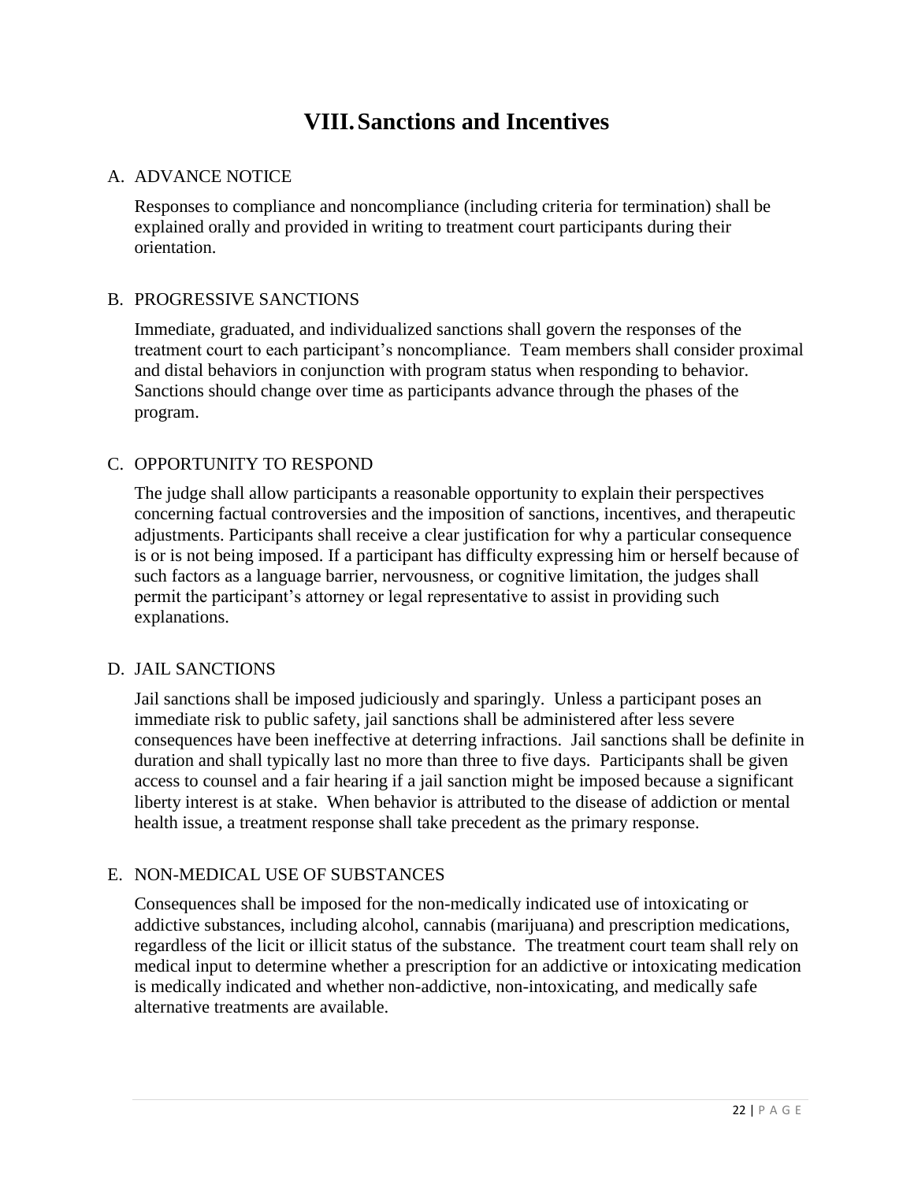# VIII. Sanctions and Incentives

## A. ADVANCE NOTICE

Responses to compliance and noncompliance (including criteria for termination) shall be explained orally and provided in writing to treatment court participants during their orientation.

## B. PROGRESSIVE SANCTIONS

Immediate, graduated, and individualized sanctions shall govern the responses of the treatment court to each participant's noncompliance. Team members shall consider proximal and distal behaviors in conjunction with program status when responding to behavior. Sanctions should change over time as participants advance through the phases of the program.

## C. OPPORTUNITY TO RESPOND

The judge shall allow participants a reasonable opportunity to explain their perspectives concerning factual controversies and the imposition of sanctions, incentives, and therapeutic adjustments. Participants shall receive a clear justification for why a particular consequence is or is not being imposed. If a participant has difficulty expressing him or herself because of such factors as a language barrier, nervousness, or cognitive limitation, the judges shall permit the participant's attorney or legal representative to assist in providing such explanations.

## D. JAIL SANCTIONS

Jail sanctions shall be imposed judiciously and sparingly. Unless a participant poses an immediate risk to public safety, jail sanctions shall be administered after less severe consequences have been ineffective at deterring infractions. Jail sanctions shall be definite in duration and shall typically last no more than three to five days. Participants shall be given access to counsel and a fair hearing if a jail sanction might be imposed because a significant liberty interest is at stake. When behavior is attributed to the disease of addiction or mental health issue, a treatment response shall take precedent as the primary response.

## E. NON-MEDICAL USE OF SUBSTANCES

Consequences shall be imposed for the non-medically indicated use of intoxicating or addictive substances, including alcohol, cannabis (marijuana) and prescription medications, regardless of the licit or illicit status of the substance. The treatment court team shall rely on medical input to determine whether a prescription for an addictive or intoxicating medication is medically indicated and whether non-addictive, non-intoxicating, and medically safe alternative treatments are available.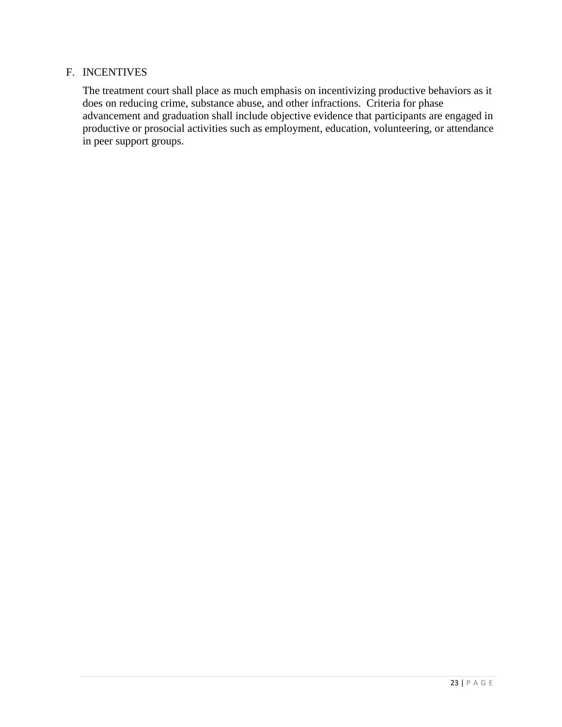## F. INCENTIVES

The treatment court shall place as much emphasis on incentivizing productive behaviors as it does on reducing crime, substance abuse, and other infractions. Criteria for phase advancement and graduation shall include objective evidence that participants are engaged in productive or prosocial activities such as employment, education, volunteering, or attendance in peer support groups.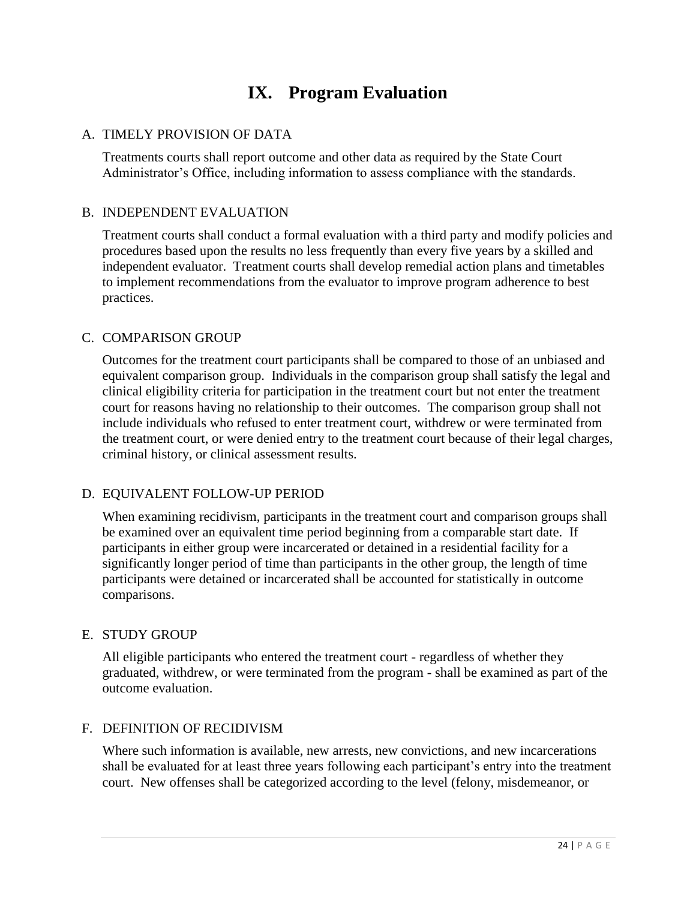# IX. Program Evaluation

A. TIMELY PROVISION OF DATA

Treatments courts shall report outcome and other data as required by the State Court Administrator's Office, including information to assess compliance with the standards.

B. INDEPENDENT EVALUATION

Treatment courts shall conduct a formal evaluation with a third party and modify policies and procedures based upon the results no less frequently than every five years by a skilled and independent evaluator. Treatment courts shall develop remedial action plans and timetables to implement recommendations from the evaluator to improve program adherence to best practices.

C. COMPARISON GROUP

Outcomes for the treatment court participants shall be compared to those of an unbiased and equivalent comparison group. Individuals in the comparison group shall satisfy the legal and clinical eligibility criteria for participation in the treatment court but not enter the treatment court for reasons having no relationship to their outcomes. The comparison group shall not include individuals who refused to enter treatment court, withdrew or were terminated from the treatment court, or were denied entry to the treatment court because of their legal charges, criminal history, or clinical assessment results.

D. EQUIVALENT FOLLOW-UP PERIOD

When examining recidivism, participants in the treatment court and comparison groups shall be examined over an equivalent time period beginning from a comparable start date. If participants in either group were incarcerated or detained in a residential facility for a significantly longer period of time than participants in the other group, the length of time participants were detained or incarcerated shall be accounted for statistically in outcome comparisons.

E. STUDY GROUP

All eligible participants who entered the treatment court - regardless of whether they graduated, withdrew, or were terminated from the program - shall be examined as part of the outcome evaluation.

F. DEFINITION OF RECIDIVISM

Where such information is available, new arrests, new convictions, and new incarcerations shall be evaluated for at least three years following each participant's entry into the treatment court. New offenses shall be categorized according to the level (felony, misdemeanor, or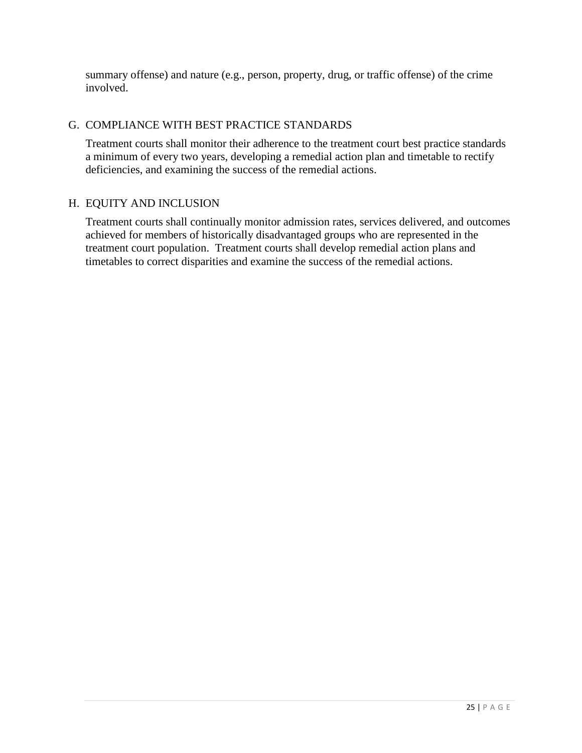summary offense) and nature (e.g., person, property, drug, or traffic offense) of the crime involved.

## G. COMPLIANCE WITH BEST PRACTICE STANDARDS

Treatment courts shall monitor their adherence to the treatment court best practice standards a minimum of every two years, developing a remedial action plan and timetable to rectify deficiencies, and examining the success of the remedial actions.

## H. EQUITY AND INCLUSION

Treatment courts shall continually monitor admission rates, services delivered, and outcomes achieved for members of historically disadvantaged groups who are represented in the treatment court population. Treatment courts shall develop remedial action plans and timetables to correct disparities and examine the success of the remedial actions.